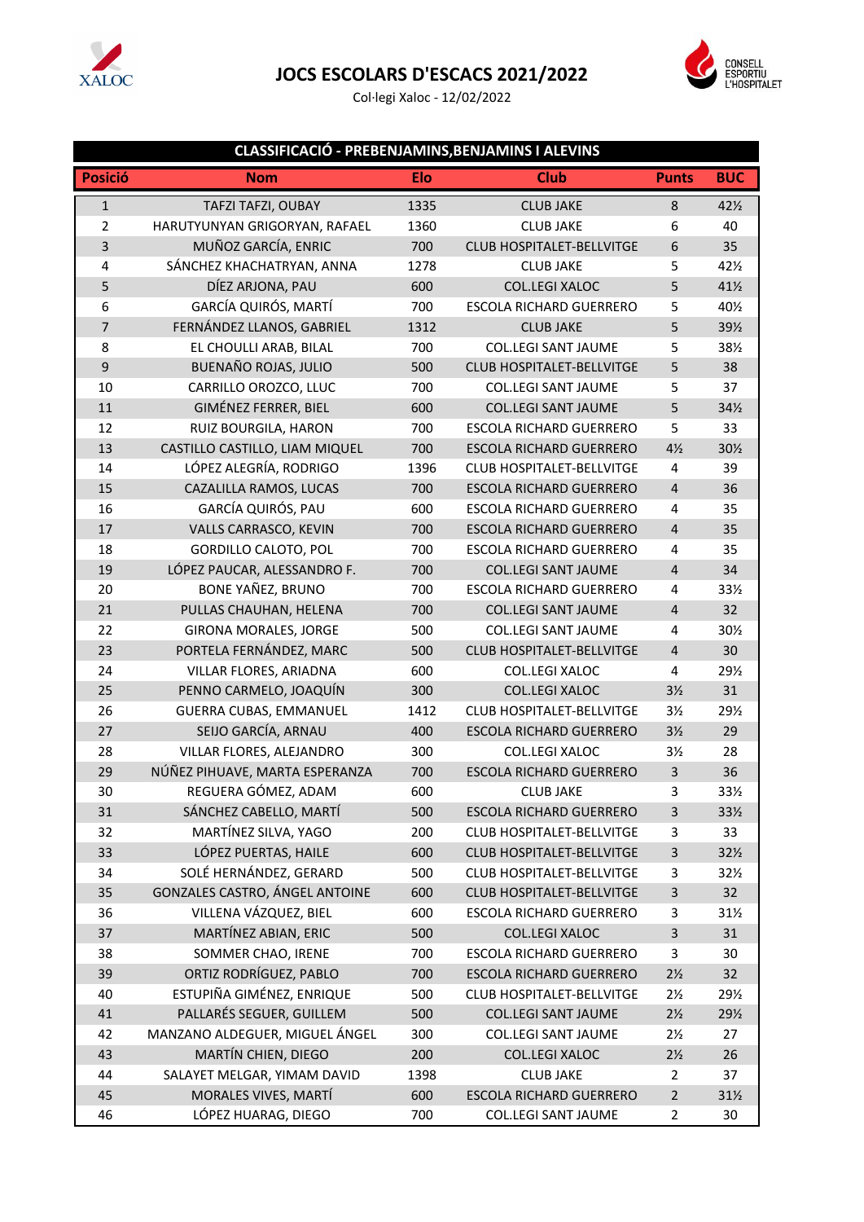# JOCS ESCOLARS D'ESCACS 2021/2022

Col·legi Xaloc - 12/02/2022

## CLASSIFICACIÓ - PREBENJAMINS,BENJAMINS I ALEVINS

| Posició | Nom | Elo | Club | Punts | BUC |
|---|---|---|---|---|---|
| 1 | TAFZI TAFZI, OUBAY | 1335 | CLUB JAKE | 8 | 42½ |
| 2 | HARUTYUNYAN GRIGORYAN, RAFAEL | 1360 | CLUB JAKE | 6 | 40 |
| 3 | MUÑOZ GARCÍA, ENRIC | 700 | CLUB HOSPITALET-BELLVITGE | 6 | 35 |
| 4 | SÁNCHEZ KHACHATRYAN, ANNA | 1278 | CLUB JAKE | 5 | 42½ |
| 5 | DÍEZ ARJONA, PAU | 600 | COL.LEGI XALOC | 5 | 41½ |
| 6 | GARCÍA QUIRÓS, MARTÍ | 700 | ESCOLA RICHARD GUERRERO | 5 | 40½ |
| 7 | FERNÁNDEZ LLANOS, GABRIEL | 1312 | CLUB JAKE | 5 | 39½ |
| 8 | EL CHOULLI ARAB, BILAL | 700 | COL.LEGI SANT JAUME | 5 | 38½ |
| 9 | BUENAÑO ROJAS, JULIO | 500 | CLUB HOSPITALET-BELLVITGE | 5 | 38 |
| 10 | CARRILLO OROZCO, LLUC | 700 | COL.LEGI SANT JAUME | 5 | 37 |
| 11 | GIMÉNEZ FERRER, BIEL | 600 | COL.LEGI SANT JAUME | 5 | 34½ |
| 12 | RUIZ BOURGILA, HARON | 700 | ESCOLA RICHARD GUERRERO | 5 | 33 |
| 13 | CASTILLO CASTILLO, LIAM MIQUEL | 700 | ESCOLA RICHARD GUERRERO | 4½ | 30½ |
| 14 | LÓPEZ ALEGRÍA, RODRIGO | 1396 | CLUB HOSPITALET-BELLVITGE | 4 | 39 |
| 15 | CAZALILLA RAMOS, LUCAS | 700 | ESCOLA RICHARD GUERRERO | 4 | 36 |
| 16 | GARCÍA QUIRÓS, PAU | 600 | ESCOLA RICHARD GUERRERO | 4 | 35 |
| 17 | VALLS CARRASCO, KEVIN | 700 | ESCOLA RICHARD GUERRERO | 4 | 35 |
| 18 | GORDILLO CALOTO, POL | 700 | ESCOLA RICHARD GUERRERO | 4 | 35 |
| 19 | LÓPEZ PAUCAR, ALESSANDRO F. | 700 | COL.LEGI SANT JAUME | 4 | 34 |
| 20 | BONE YAÑEZ, BRUNO | 700 | ESCOLA RICHARD GUERRERO | 4 | 33½ |
| 21 | PULLAS CHAUHAN, HELENA | 700 | COL.LEGI SANT JAUME | 4 | 32 |
| 22 | GIRONA MORALES, JORGE | 500 | COL.LEGI SANT JAUME | 4 | 30½ |
| 23 | PORTELA FERNÁNDEZ, MARC | 500 | CLUB HOSPITALET-BELLVITGE | 4 | 30 |
| 24 | VILLAR FLORES, ARIADNA | 600 | COL.LEGI XALOC | 4 | 29½ |
| 25 | PENNO CARMELO, JOAQUÍN | 300 | COL.LEGI XALOC | 3½ | 31 |
| 26 | GUERRA CUBAS, EMMANUEL | 1412 | CLUB HOSPITALET-BELLVITGE | 3½ | 29½ |
| 27 | SEIJO GARCÍA, ARNAU | 400 | ESCOLA RICHARD GUERRERO | 3½ | 29 |
| 28 | VILLAR FLORES, ALEJANDRO | 300 | COL.LEGI XALOC | 3½ | 28 |
| 29 | NÚÑEZ PIHUAVE, MARTA ESPERANZA | 700 | ESCOLA RICHARD GUERRERO | 3 | 36 |
| 30 | REGUERA GÓMEZ, ADAM | 600 | CLUB JAKE | 3 | 33½ |
| 31 | SÁNCHEZ CABELLO, MARTÍ | 500 | ESCOLA RICHARD GUERRERO | 3 | 33½ |
| 32 | MARTÍNEZ SILVA, YAGO | 200 | CLUB HOSPITALET-BELLVITGE | 3 | 33 |
| 33 | LÓPEZ PUERTAS, HAILE | 600 | CLUB HOSPITALET-BELLVITGE | 3 | 32½ |
| 34 | SOLÉ HERNÁNDEZ, GERARD | 500 | CLUB HOSPITALET-BELLVITGE | 3 | 32½ |
| 35 | GONZALES CASTRO, ÁNGEL ANTOINE | 600 | CLUB HOSPITALET-BELLVITGE | 3 | 32 |
| 36 | VILLENA VÁZQUEZ, BIEL | 600 | ESCOLA RICHARD GUERRERO | 3 | 31½ |
| 37 | MARTÍNEZ ABIAN, ERIC | 500 | COL.LEGI XALOC | 3 | 31 |
| 38 | SOMMER CHAO, IRENE | 700 | ESCOLA RICHARD GUERRERO | 3 | 30 |
| 39 | ORTIZ RODRÍGUEZ, PABLO | 700 | ESCOLA RICHARD GUERRERO | 2½ | 32 |
| 40 | ESTUPIÑA GIMÉNEZ, ENRIQUE | 500 | CLUB HOSPITALET-BELLVITGE | 2½ | 29½ |
| 41 | PALLARÉS SEGUER, GUILLEM | 500 | COL.LEGI SANT JAUME | 2½ | 29½ |
| 42 | MANZANO ALDEGUER, MIGUEL ÁNGEL | 300 | COL.LEGI SANT JAUME | 2½ | 27 |
| 43 | MARTÍN CHIEN, DIEGO | 200 | COL.LEGI XALOC | 2½ | 26 |
| 44 | SALAYET MELGAR, YIMAM DAVID | 1398 | CLUB JAKE | 2 | 37 |
| 45 | MORALES VIVES, MARTÍ | 600 | ESCOLA RICHARD GUERRERO | 2 | 31½ |
| 46 | LÓPEZ HUARAG, DIEGO | 700 | COL.LEGI SANT JAUME | 2 | 30 |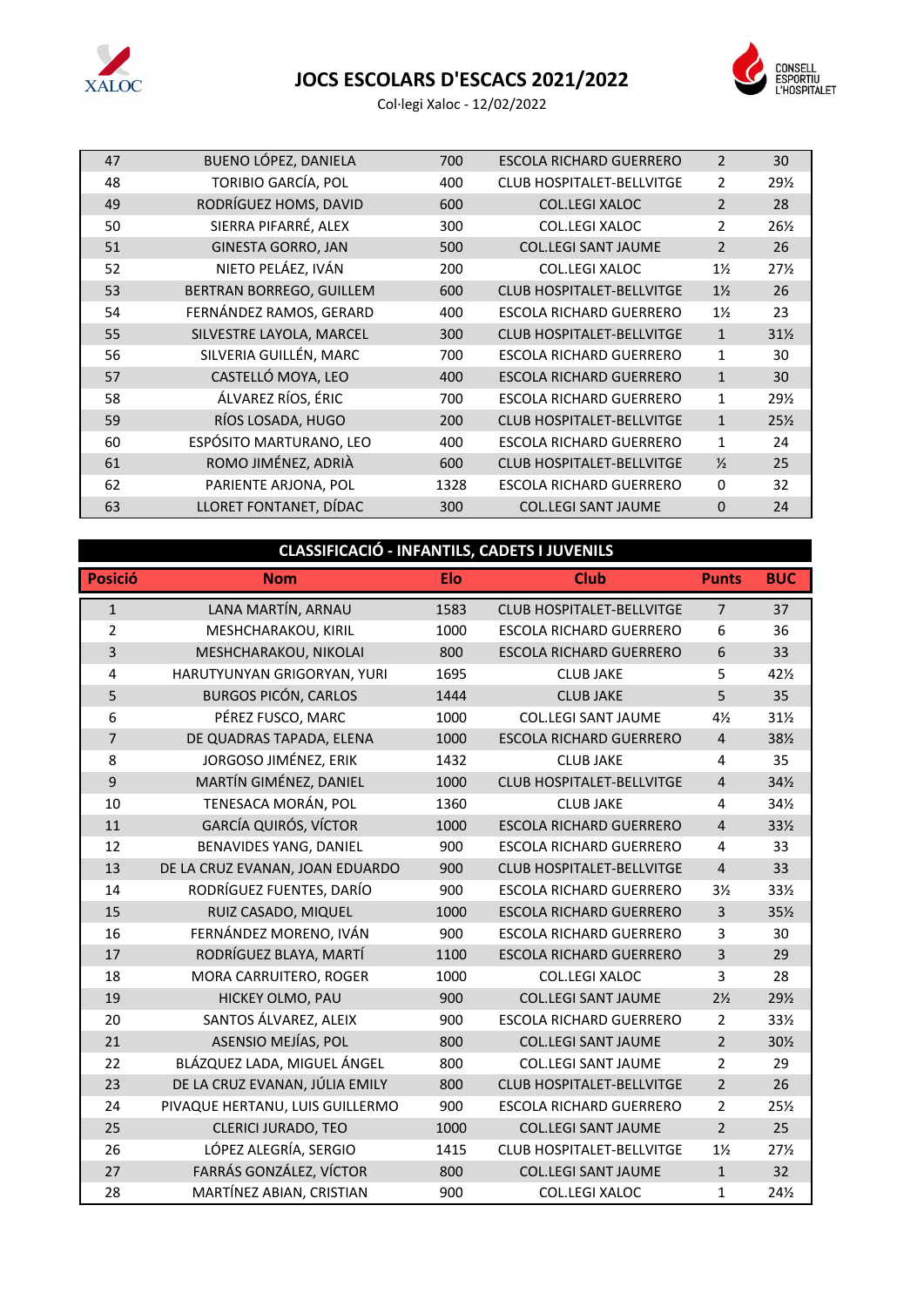# JOCS ESCOLARS D'ESCACS 2021/2022

Col·legi Xaloc - 12/02/2022

| | | | | | |
|---|---|---|---|---|---|
| 47 | BUENO LÓPEZ, DANIELA | 700 | ESCOLA RICHARD GUERRERO | 2 | 30 |
| 48 | TORIBIO GARCÍA, POL | 400 | CLUB HOSPITALET-BELLVITGE | 2 | 29½ |
| 49 | RODRÍGUEZ HOMS, DAVID | 600 | COL.LEGI XALOC | 2 | 28 |
| 50 | SIERRA PIFARRÉ, ALEX | 300 | COL.LEGI XALOC | 2 | 26½ |
| 51 | GINESTA GORRO, JAN | 500 | COL.LEGI SANT JAUME | 2 | 26 |
| 52 | NIETO PELÁEZ, IVÁN | 200 | COL.LEGI XALOC | 1½ | 27½ |
| 53 | BERTRAN BORREGO, GUILLEM | 600 | CLUB HOSPITALET-BELLVITGE | 1½ | 26 |
| 54 | FERNÁNDEZ RAMOS, GERARD | 400 | ESCOLA RICHARD GUERRERO | 1½ | 23 |
| 55 | SILVESTRE LAYOLA, MARCEL | 300 | CLUB HOSPITALET-BELLVITGE | 1 | 31½ |
| 56 | SILVERIA GUILLÉN, MARC | 700 | ESCOLA RICHARD GUERRERO | 1 | 30 |
| 57 | CASTELLÓ MOYA, LEO | 400 | ESCOLA RICHARD GUERRERO | 1 | 30 |
| 58 | ÁLVAREZ RÍOS, ÉRIC | 700 | ESCOLA RICHARD GUERRERO | 1 | 29½ |
| 59 | RÍOS LOSADA, HUGO | 200 | CLUB HOSPITALET-BELLVITGE | 1 | 25½ |
| 60 | ESPÓSITO MARTURANO, LEO | 400 | ESCOLA RICHARD GUERRERO | 1 | 24 |
| 61 | ROMO JIMÉNEZ, ADRIÀ | 600 | CLUB HOSPITALET-BELLVITGE | ½ | 25 |
| 62 | PARIENTE ARJONA, POL | 1328 | ESCOLA RICHARD GUERRERO | 0 | 32 |
| 63 | LLORET FONTANET, DÍDAC | 300 | COL.LEGI SANT JAUME | 0 | 24 |

## CLASSIFICACIÓ - INFANTILS, CADETS I JUVENILS

| Posició | Nom | Elo | Club | Punts | BUC |
|---|---|---|---|---|---|
| 1 | LANA MARTÍN, ARNAU | 1583 | CLUB HOSPITALET-BELLVITGE | 7 | 37 |
| 2 | MESHCHARAKOU, KIRIL | 1000 | ESCOLA RICHARD GUERRERO | 6 | 36 |
| 3 | MESHCHARAKOU, NIKOLAI | 800 | ESCOLA RICHARD GUERRERO | 6 | 33 |
| 4 | HARUTYUNYAN GRIGORYAN, YURI | 1695 | CLUB JAKE | 5 | 42½ |
| 5 | BURGOS PICÓN, CARLOS | 1444 | CLUB JAKE | 5 | 35 |
| 6 | PÉREZ FUSCO, MARC | 1000 | COL.LEGI SANT JAUME | 4½ | 31½ |
| 7 | DE QUADRAS TAPADA, ELENA | 1000 | ESCOLA RICHARD GUERRERO | 4 | 38½ |
| 8 | JORGOSO JIMÉNEZ, ERIK | 1432 | CLUB JAKE | 4 | 35 |
| 9 | MARTÍN GIMÉNEZ, DANIEL | 1000 | CLUB HOSPITALET-BELLVITGE | 4 | 34½ |
| 10 | TENESACA MORÁN, POL | 1360 | CLUB JAKE | 4 | 34½ |
| 11 | GARCÍA QUIRÓS, VÍCTOR | 1000 | ESCOLA RICHARD GUERRERO | 4 | 33½ |
| 12 | BENAVIDES YANG, DANIEL | 900 | ESCOLA RICHARD GUERRERO | 4 | 33 |
| 13 | DE LA CRUZ EVANAN, JOAN EDUARDO | 900 | CLUB HOSPITALET-BELLVITGE | 4 | 33 |
| 14 | RODRÍGUEZ FUENTES, DARÍO | 900 | ESCOLA RICHARD GUERRERO | 3½ | 33½ |
| 15 | RUIZ CASADO, MIQUEL | 1000 | ESCOLA RICHARD GUERRERO | 3 | 35½ |
| 16 | FERNÁNDEZ MORENO, IVÁN | 900 | ESCOLA RICHARD GUERRERO | 3 | 30 |
| 17 | RODRÍGUEZ BLAYA, MARTÍ | 1100 | ESCOLA RICHARD GUERRERO | 3 | 29 |
| 18 | MORA CARRUITERO, ROGER | 1000 | COL.LEGI XALOC | 3 | 28 |
| 19 | HICKEY OLMO, PAU | 900 | COL.LEGI SANT JAUME | 2½ | 29½ |
| 20 | SANTOS ÁLVAREZ, ALEIX | 900 | ESCOLA RICHARD GUERRERO | 2 | 33½ |
| 21 | ASENSIO MEJÍAS, POL | 800 | COL.LEGI SANT JAUME | 2 | 30½ |
| 22 | BLÁZQUEZ LADA, MIGUEL ÁNGEL | 800 | COL.LEGI SANT JAUME | 2 | 29 |
| 23 | DE LA CRUZ EVANAN, JÚLIA EMILY | 800 | CLUB HOSPITALET-BELLVITGE | 2 | 26 |
| 24 | PIVAQUE HERTANU, LUIS GUILLERMO | 900 | ESCOLA RICHARD GUERRERO | 2 | 25½ |
| 25 | CLERICI JURADO, TEO | 1000 | COL.LEGI SANT JAUME | 2 | 25 |
| 26 | LÓPEZ ALEGRÍA, SERGIO | 1415 | CLUB HOSPITALET-BELLVITGE | 1½ | 27½ |
| 27 | FARRÁS GONZÁLEZ, VÍCTOR | 800 | COL.LEGI SANT JAUME | 1 | 32 |
| 28 | MARTÍNEZ ABIAN, CRISTIAN | 900 | COL.LEGI XALOC | 1 | 24½ |